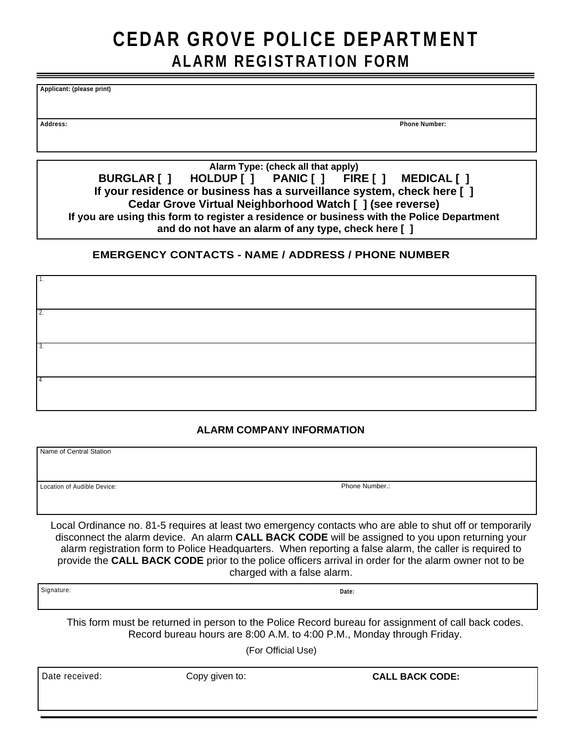# CEDAR GROVE POLICE DEPARTMENT

## ALARM REGISTRATION FORM

| Applicant: (please print) | |
|---|---|
| Address: | Phone Number: |

**Alarm Type: (check all that apply)**

**BURGLAR [ ] HOLDUP [ ] PANIC [ ] FIRE [ ] MEDICAL [ ]**

**If your residence or business has a surveillance system, check here [ ]**

**Cedar Grove Virtual Neighborhood Watch [ ] (see reverse)**

**If you are using this form to register a residence or business with the Police Department and do not have an alarm of any type, check here [ ]**

### EMERGENCY CONTACTS - NAME / ADDRESS / PHONE NUMBER

| |
|---|
| 1. |
| 2. |
| 3. |
| 4 |

### ALARM COMPANY INFORMATION

| Name of Central Station | |
|---|---|
| Location of Audible Device: | Phone Number.: |

Local Ordinance no. 81-5 requires at least two emergency contacts who are able to shut off or temporarily disconnect the alarm device. An alarm **CALL BACK CODE** will be assigned to you upon returning your alarm registration form to Police Headquarters. When reporting a false alarm, the caller is required to provide the **CALL BACK CODE** prior to the police officers arrival in order for the alarm owner not to be charged with a false alarm.

| Signature: | Date: |
|---|---|

This form must be returned in person to the Police Record bureau for assignment of call back codes. Record bureau hours are 8:00 A.M. to 4:00 P.M., Monday through Friday.

(For Official Use)

| Date received: | Copy given to: | **CALL BACK CODE:** |
|---|---|---|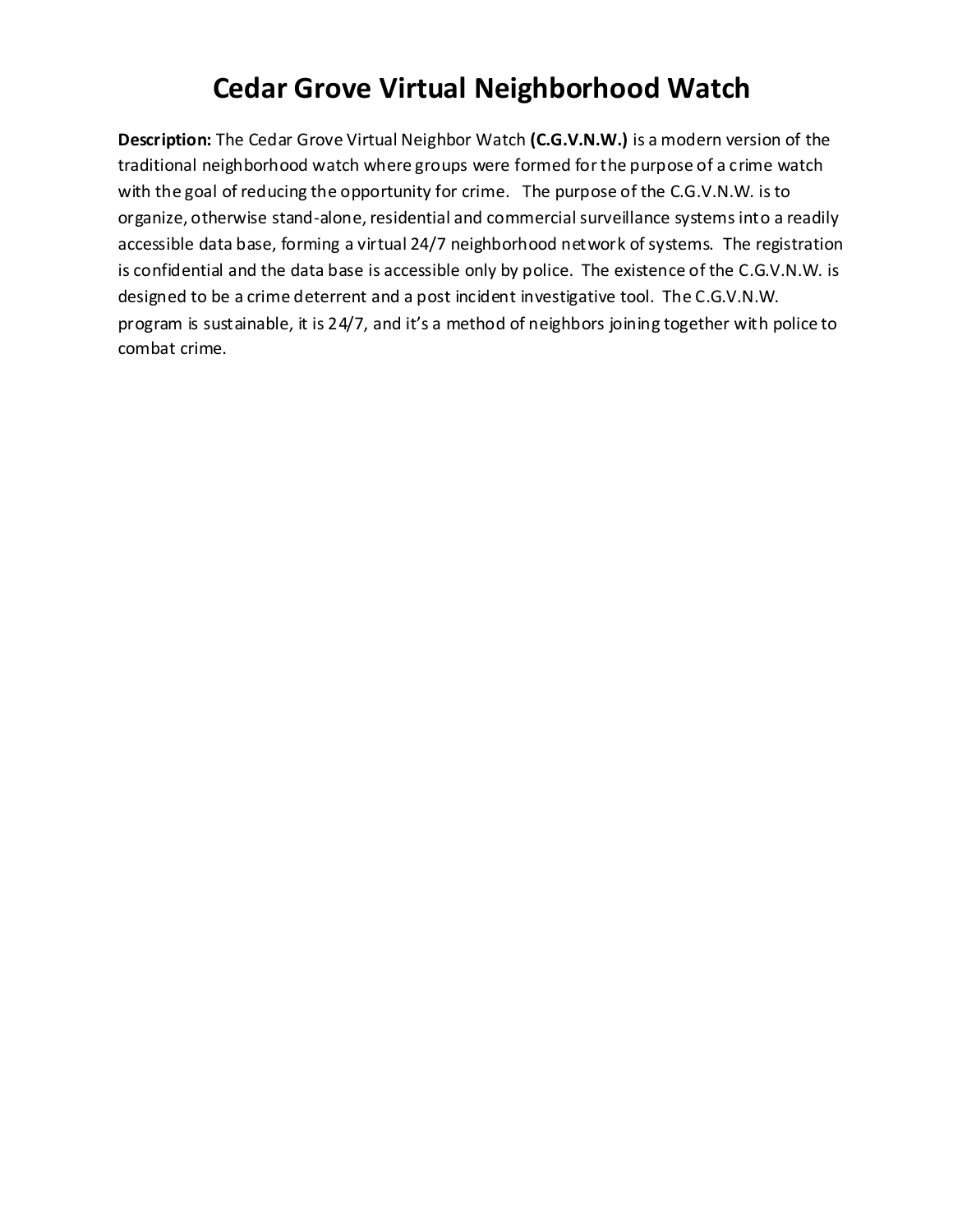# Cedar Grove Virtual Neighborhood Watch

**Description:** The Cedar Grove Virtual Neighbor Watch **(C.G.V.N.W.)** is a modern version of the traditional neighborhood watch where groups were formed for the purpose of a crime watch with the goal of reducing the opportunity for crime. The purpose of the C.G.V.N.W. is to organize, otherwise stand-alone, residential and commercial surveillance systems into a readily accessible data base, forming a virtual 24/7 neighborhood network of systems. The registration is confidential and the data base is accessible only by police. The existence of the C.G.V.N.W. is designed to be a crime deterrent and a post incident investigative tool. The C.G.V.N.W. program is sustainable, it is 24/7, and it's a method of neighbors joining together with police to combat crime.